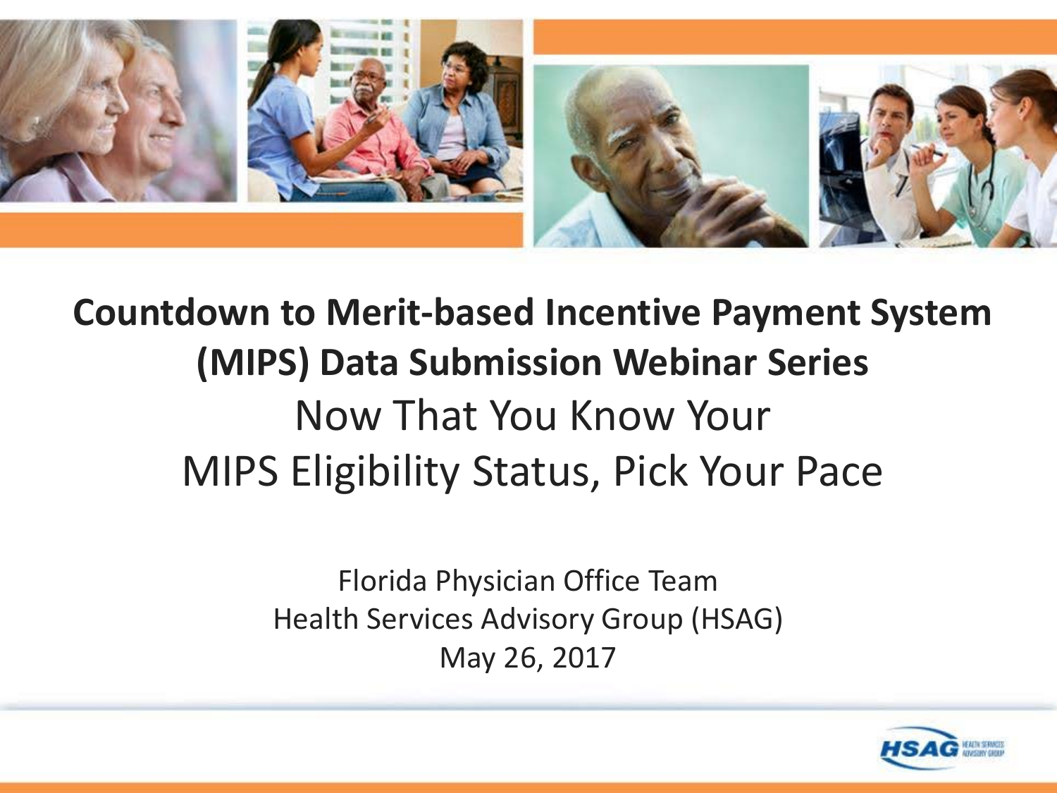# Countdown to Merit-based Incentive Payment System (MIPS) Data Submission Webinar Series

## Now That You Know Your MIPS Eligibility Status, Pick Your Pace

Florida Physician Office Team
Health Services Advisory Group (HSAG)
May 26, 2017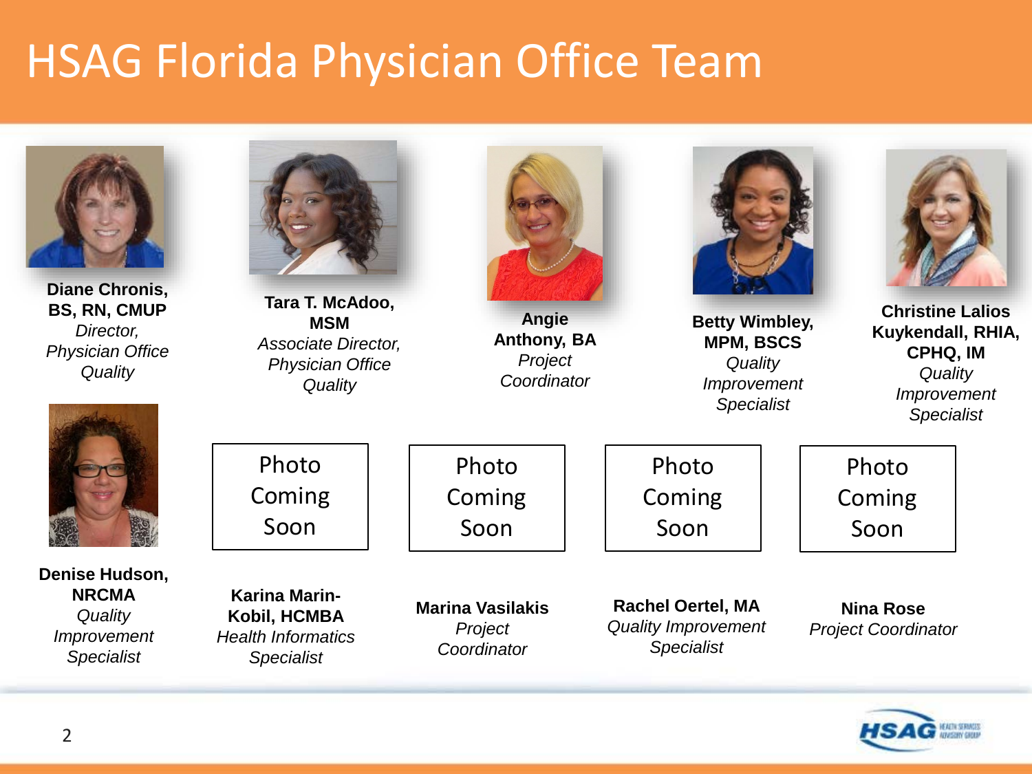# HSAG Florida Physician Office Team

**Diane Chronis, BS, RN, CMUP**
*Director, Physician Office Quality*

**Tara T. McAdoo, MSM**
*Associate Director, Physician Office Quality*

**Angie Anthony, BA**
*Project Coordinator*

**Betty Wimbley, MPM, BSCS**
*Quality Improvement Specialist*

**Christine Lalios Kuykendall, RHIA, CPHQ, IM**
*Quality Improvement Specialist*

**Denise Hudson, NRCMA**
*Quality Improvement Specialist*

Photo Coming Soon

**Karina Marin-Kobil, HCMBA**
*Health Informatics Specialist*

Photo Coming Soon

**Marina Vasilakis**
*Project Coordinator*

Photo Coming Soon

**Rachel Oertel, MA**
*Quality Improvement Specialist*

Photo Coming Soon

**Nina Rose**
*Project Coordinator*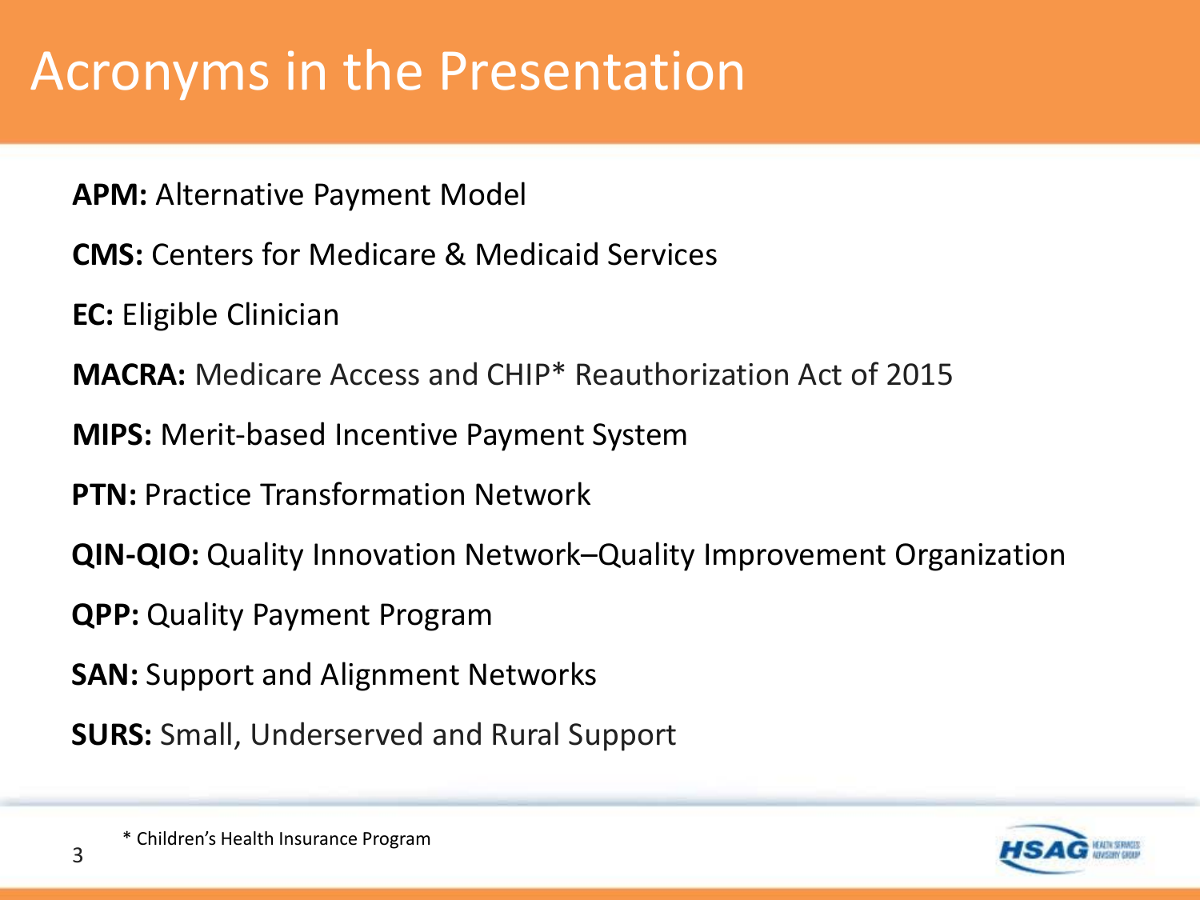# Acronyms in the Presentation

**APM:** Alternative Payment Model

**CMS:** Centers for Medicare & Medicaid Services

**EC:** Eligible Clinician

**MACRA:** Medicare Access and CHIP* Reauthorization Act of 2015

**MIPS:** Merit-based Incentive Payment System

**PTN:** Practice Transformation Network

**QIN-QIO:** Quality Innovation Network–Quality Improvement Organization

**QPP:** Quality Payment Program

**SAN:** Support and Alignment Networks

**SURS:** Small, Underserved and Rural Support

* Children's Health Insurance Program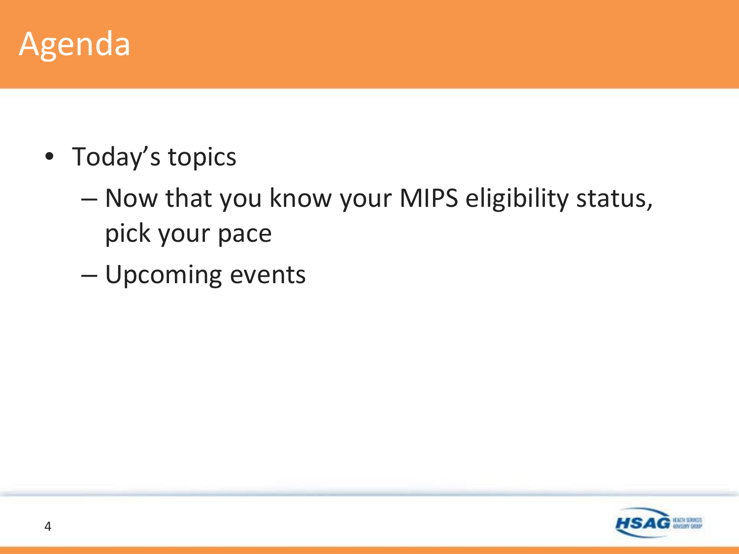# Agenda

- Today's topics
  - Now that you know your MIPS eligibility status, pick your pace
  - Upcoming events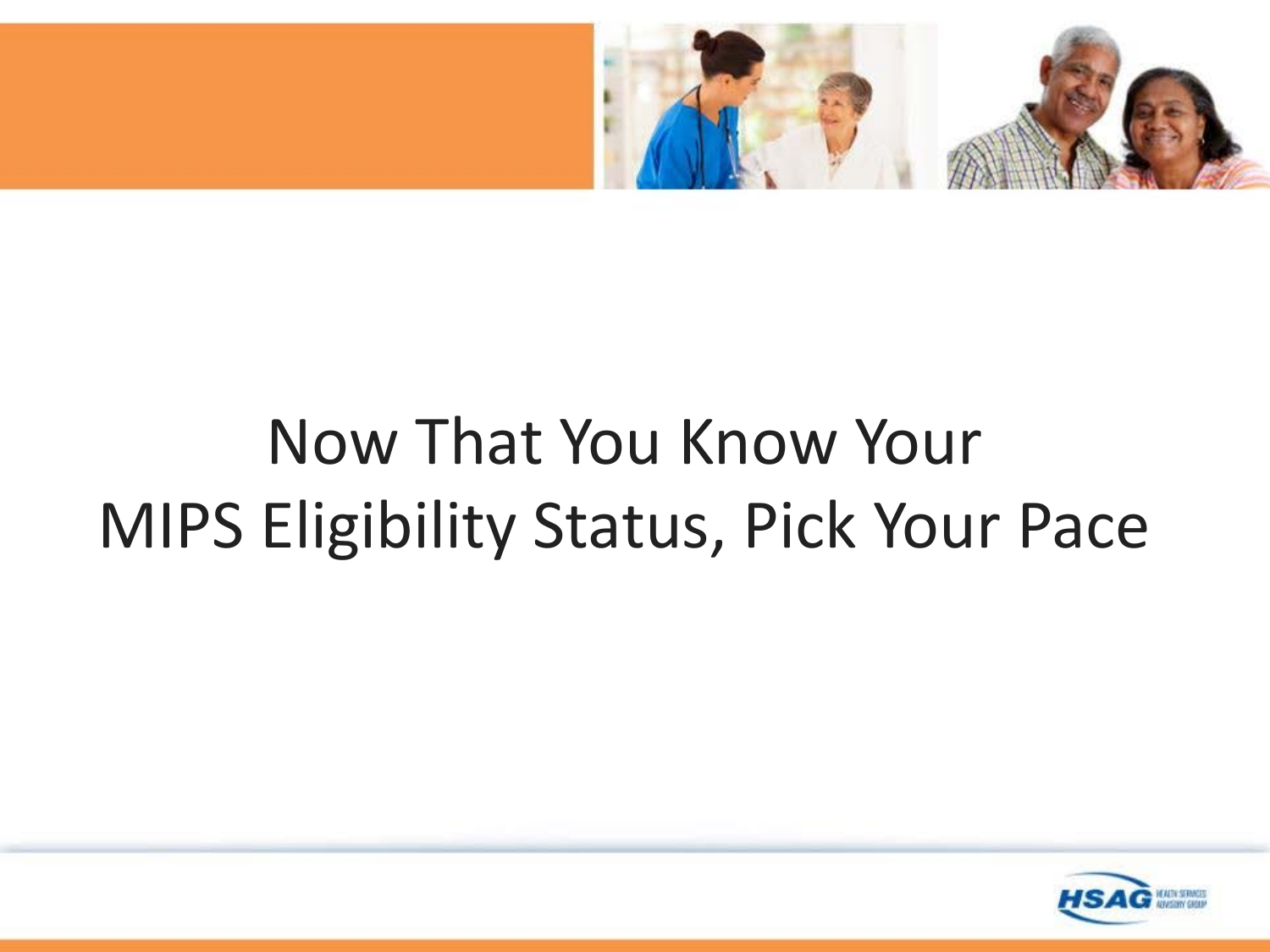# Now That You Know Your MIPS Eligibility Status, Pick Your Pace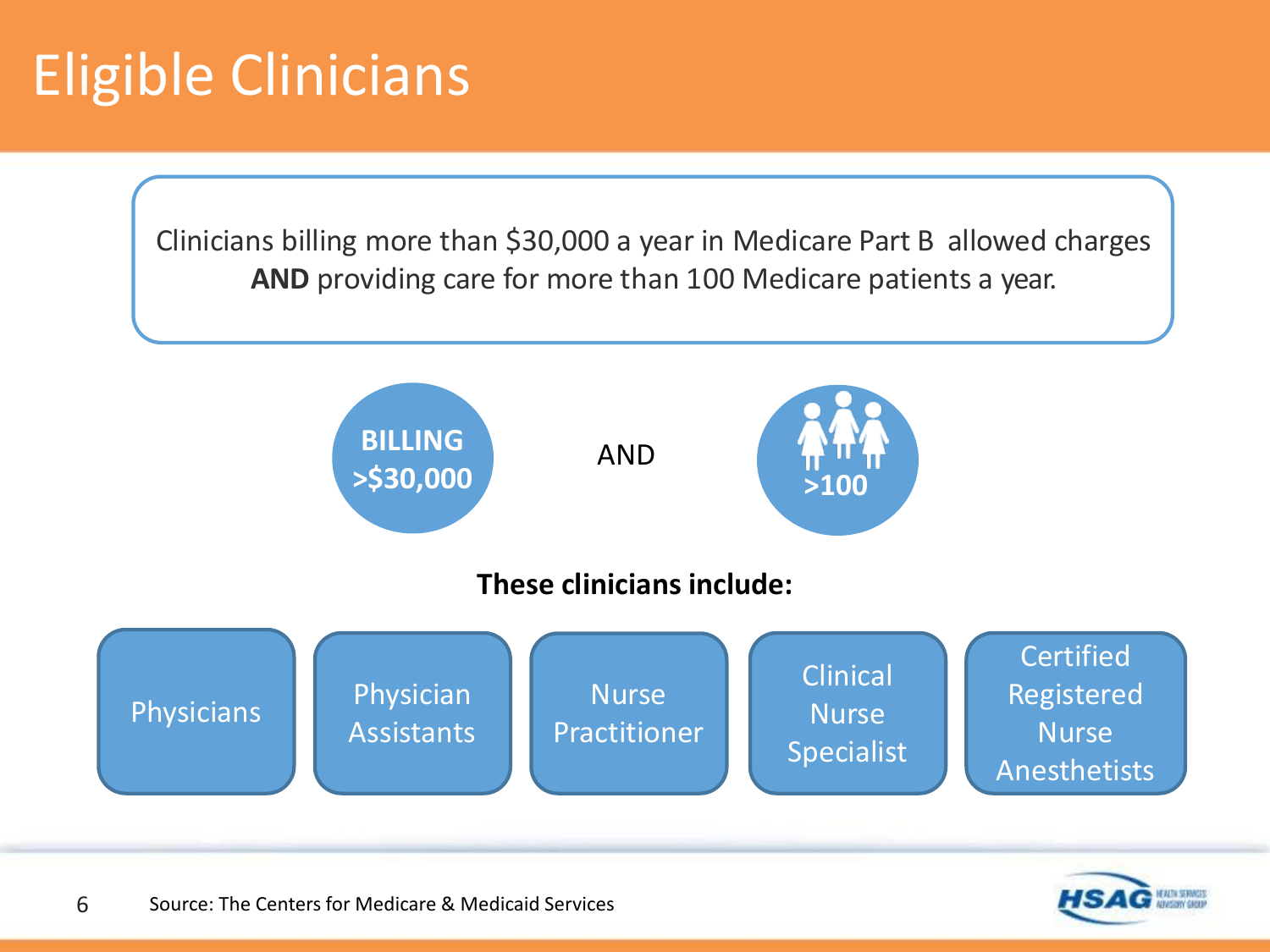# Eligible Clinicians

Clinicians billing more than $30,000 a year in Medicare Part B allowed charges **AND** providing care for more than 100 Medicare patients a year.

**BILLING >$30,000** AND **>100**

**These clinicians include:**

- Physicians
- Physician Assistants
- Nurse Practitioner
- Clinical Nurse Specialist
- Certified Registered Nurse Anesthetists

Source: The Centers for Medicare & Medicaid Services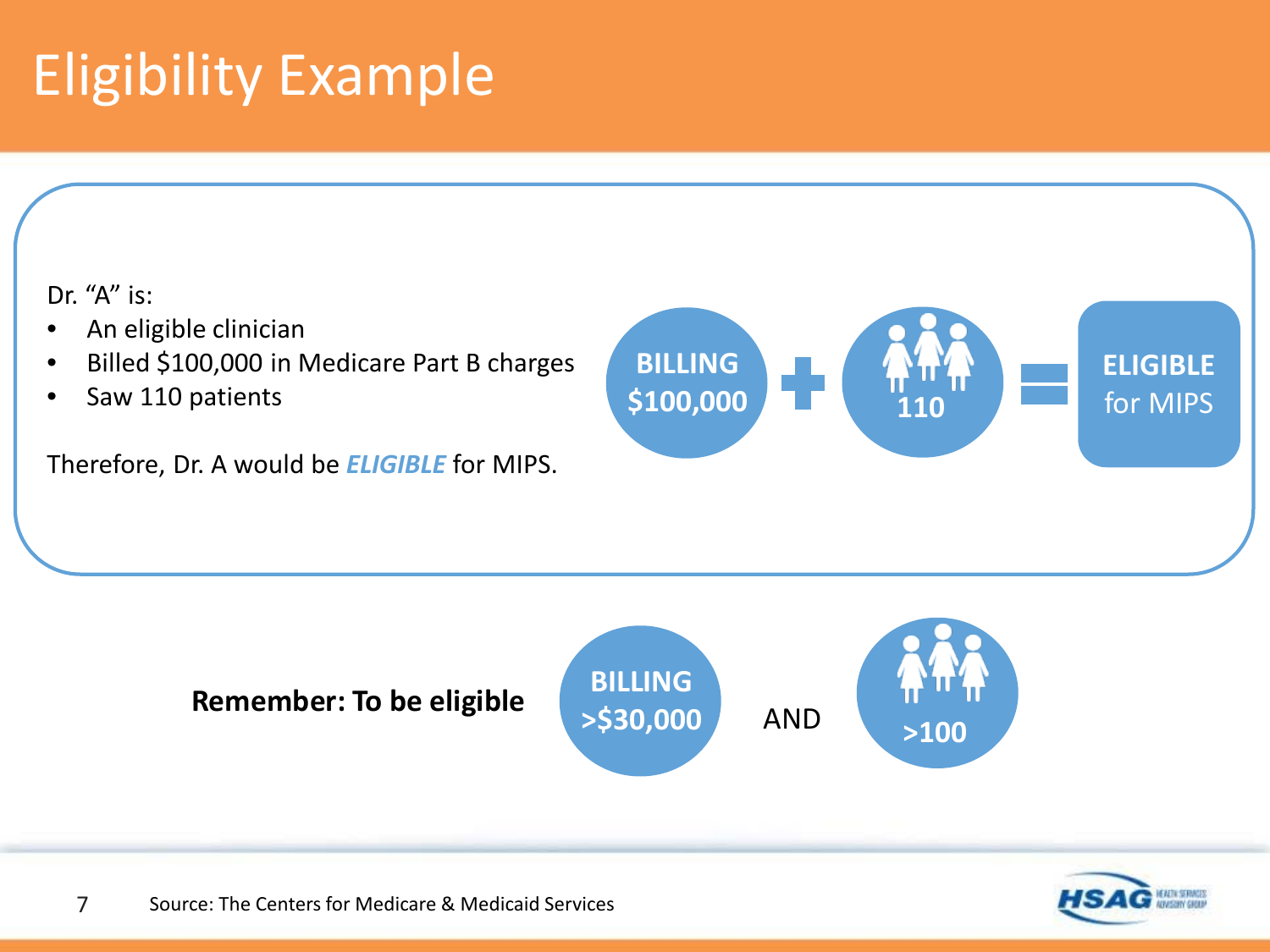# Eligibility Example

Dr. "A" is:

- An eligible clinician
- Billed $100,000 in Medicare Part B charges
- Saw 110 patients

Therefore, Dr. A would be ***ELIGIBLE*** for MIPS.

**BILLING $100,000** + **110** = **ELIGIBLE** for MIPS

**Remember: To be eligible** **BILLING >$30,000** AND **>100**

Source: The Centers for Medicare & Medicaid Services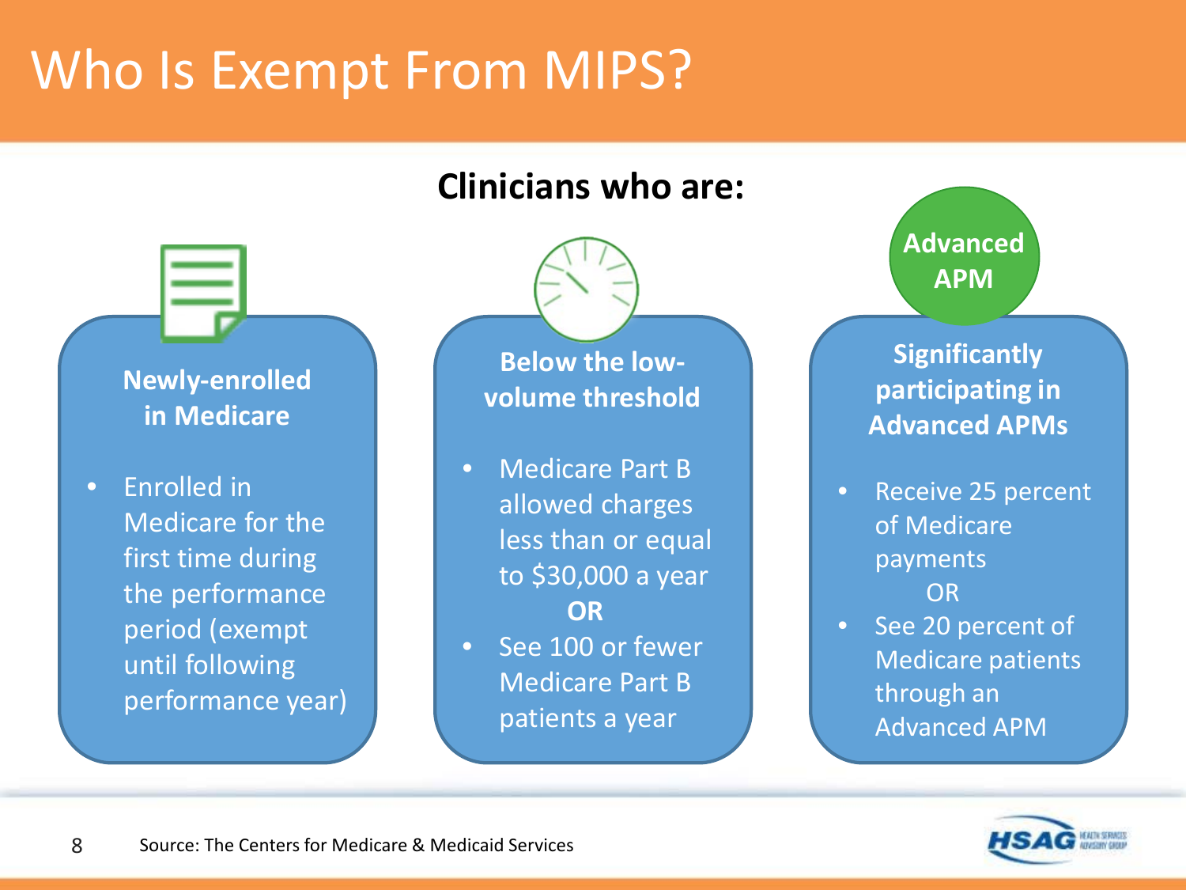# Who Is Exempt From MIPS?

**Clinicians who are:**

### Newly-enrolled in Medicare

- Enrolled in Medicare for the first time during the performance period (exempt until following performance year)

### Below the low-volume threshold

- Medicare Part B allowed charges less than or equal to $30,000 a year

**OR**

- See 100 or fewer Medicare Part B patients a year

### Advanced APM

### Significantly participating in Advanced APMs

- Receive 25 percent of Medicare payments

OR

- See 20 percent of Medicare patients through an Advanced APM

Source: The Centers for Medicare & Medicaid Services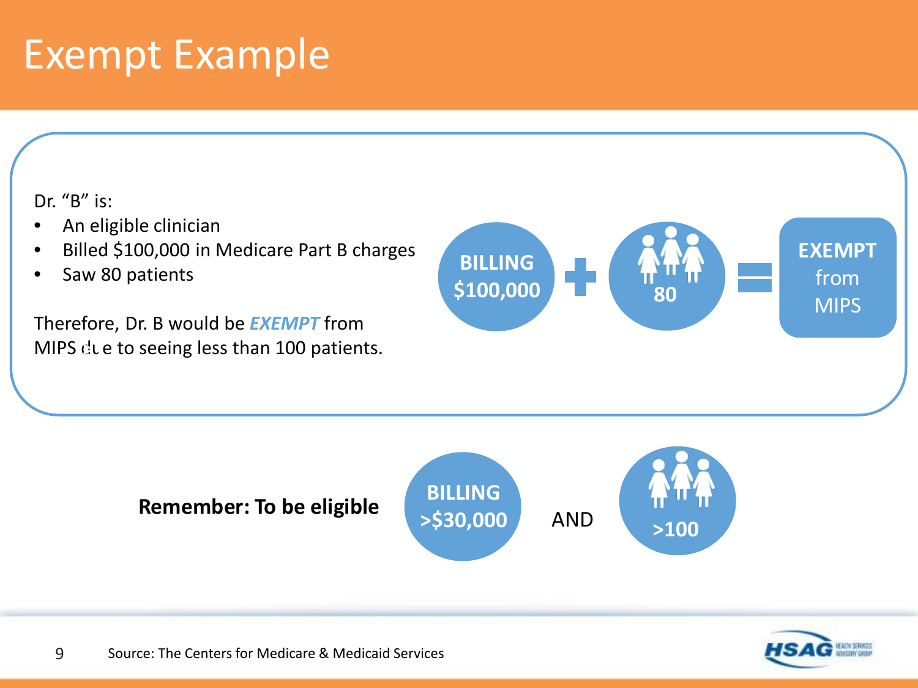# Exempt Example

Dr. "B" is:

- An eligible clinician
- Billed $100,000 in Medicare Part B charges
- Saw 80 patients

Therefore, Dr. B would be ***EXEMPT*** from MIPS due to seeing less than 100 patients.

**BILLING $100,000** + **80** = **EXEMPT** from MIPS

**Remember: To be eligible** **BILLING >$30,000** AND **>100**

Source: The Centers for Medicare & Medicaid Services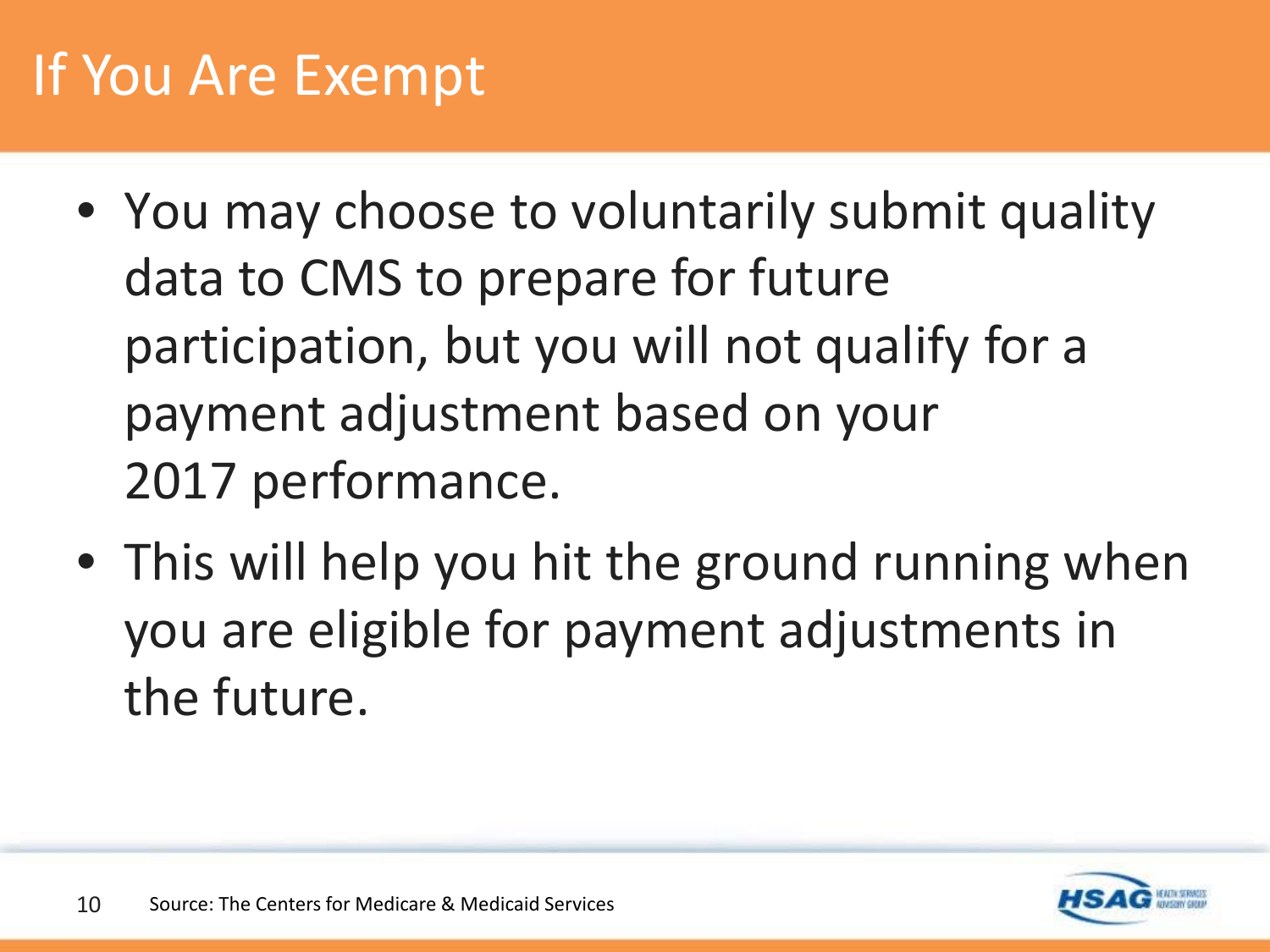# If You Are Exempt

- You may choose to voluntarily submit quality data to CMS to prepare for future participation, but you will not qualify for a payment adjustment based on your 2017 performance.
- This will help you hit the ground running when you are eligible for payment adjustments in the future.

Source: The Centers for Medicare & Medicaid Services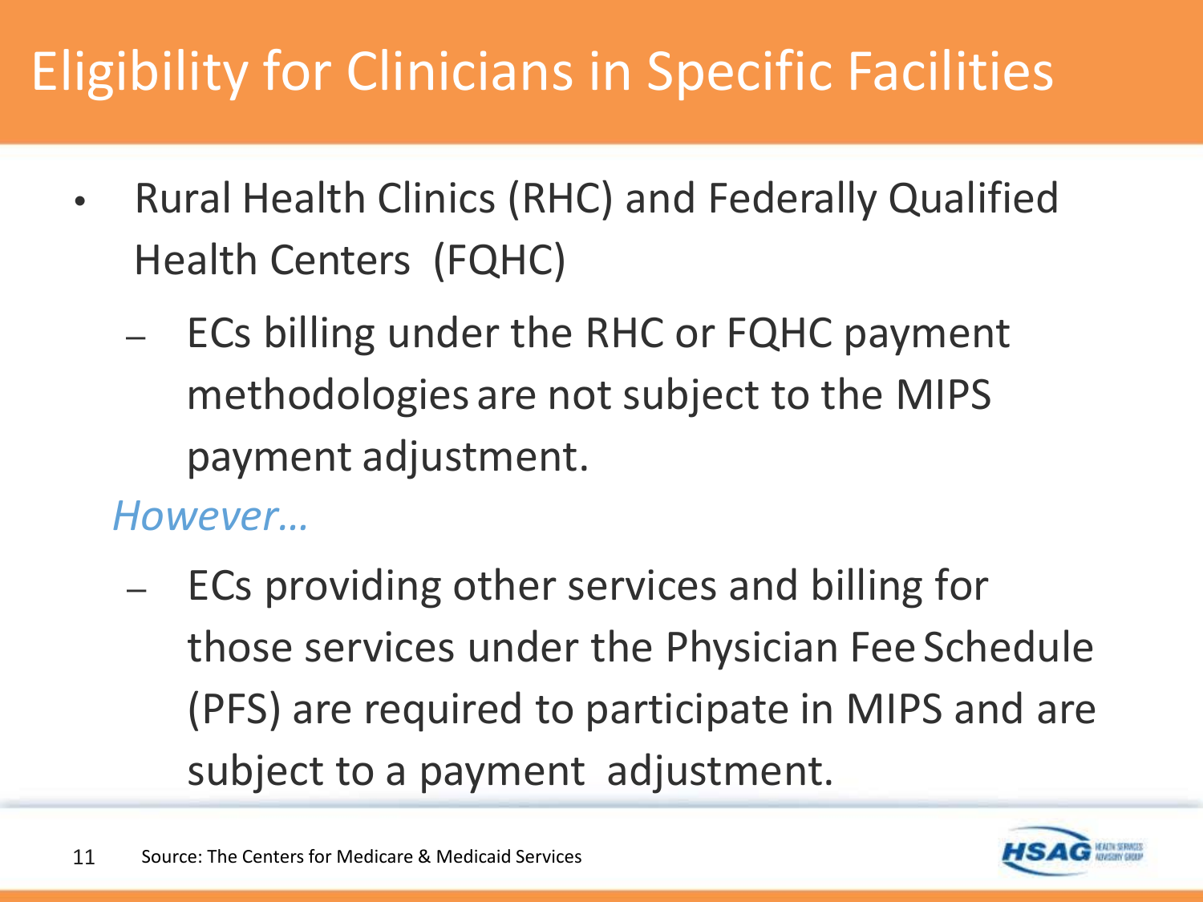# Eligibility for Clinicians in Specific Facilities

- Rural Health Clinics (RHC) and Federally Qualified Health Centers (FQHC)
  - ECs billing under the RHC or FQHC payment methodologies are not subject to the MIPS payment adjustment.

  *However…*

  - ECs providing other services and billing for those services under the Physician Fee Schedule (PFS) are required to participate in MIPS and are subject to a payment adjustment.

Source: The Centers for Medicare & Medicaid Services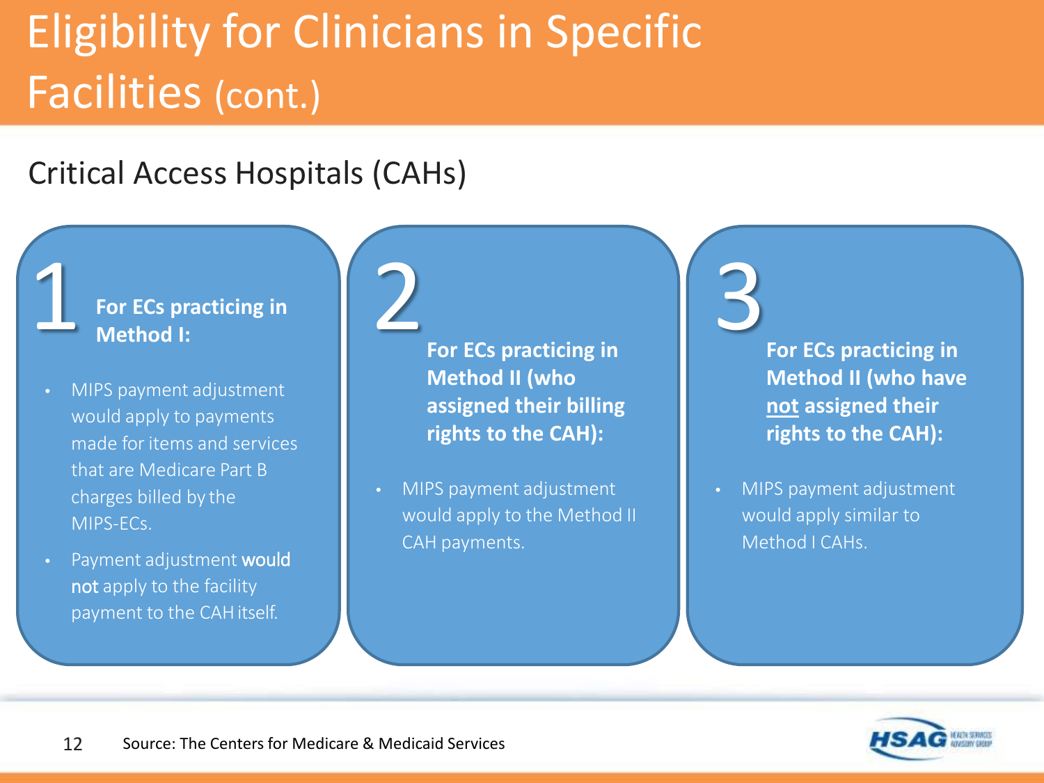# Eligibility for Clinicians in Specific Facilities (cont.)

## Critical Access Hospitals (CAHs)

### 1 For ECs practicing in Method I:

- MIPS payment adjustment would apply to payments made for items and services that are Medicare Part B charges billed by the MIPS-ECs.
- Payment adjustment **would not** apply to the facility payment to the CAH itself.

### 2 For ECs practicing in Method II (who assigned their billing rights to the CAH):

- MIPS payment adjustment would apply to the Method II CAH payments.

### 3 For ECs practicing in Method II (who have not assigned their rights to the CAH):

- MIPS payment adjustment would apply similar to Method I CAHs.

Source: The Centers for Medicare & Medicaid Services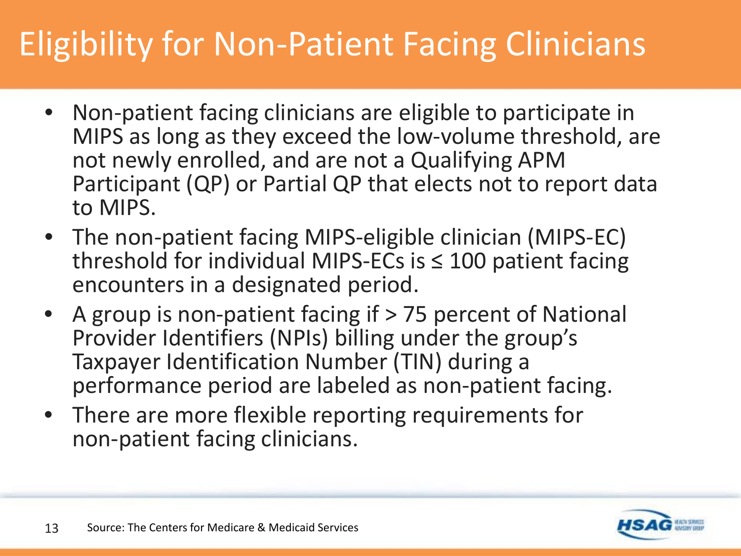# Eligibility for Non-Patient Facing Clinicians

- Non-patient facing clinicians are eligible to participate in MIPS as long as they exceed the low-volume threshold, are not newly enrolled, and are not a Qualifying APM Participant (QP) or Partial QP that elects not to report data to MIPS.
- The non-patient facing MIPS-eligible clinician (MIPS-EC) threshold for individual MIPS-ECs is ≤ 100 patient facing encounters in a designated period.
- A group is non-patient facing if > 75 percent of National Provider Identifiers (NPIs) billing under the group's Taxpayer Identification Number (TIN) during a performance period are labeled as non-patient facing.
- There are more flexible reporting requirements for non-patient facing clinicians.

Source: The Centers for Medicare & Medicaid Services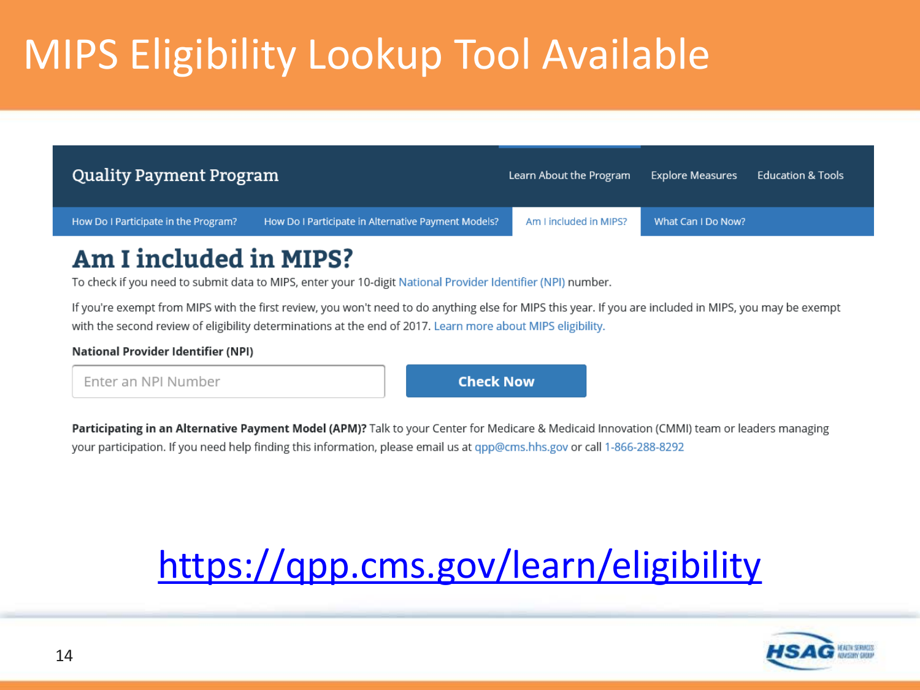# MIPS Eligibility Lookup Tool Available

Quality Payment Program

Learn About the Program | Explore Measures | Education & Tools

How Do I Participate in the Program? | How Do I Participate in Alternative Payment Models? | Am I included in MIPS? | What Can I Do Now?

## Am I included in MIPS?

To check if you need to submit data to MIPS, enter your 10-digit National Provider Identifier (NPI) number.

If you're exempt from MIPS with the first review, you won't need to do anything else for MIPS this year. If you are included in MIPS, you may be exempt with the second review of eligibility determinations at the end of 2017. Learn more about MIPS eligibility.

**National Provider Identifier (NPI)**

Enter an NPI Number | **Check Now**

**Participating in an Alternative Payment Model (APM)?** Talk to your Center for Medicare & Medicaid Innovation (CMMI) team or leaders managing your participation. If you need help finding this information, please email us at qpp@cms.hhs.gov or call 1-866-288-8292

https://qpp.cms.gov/learn/eligibility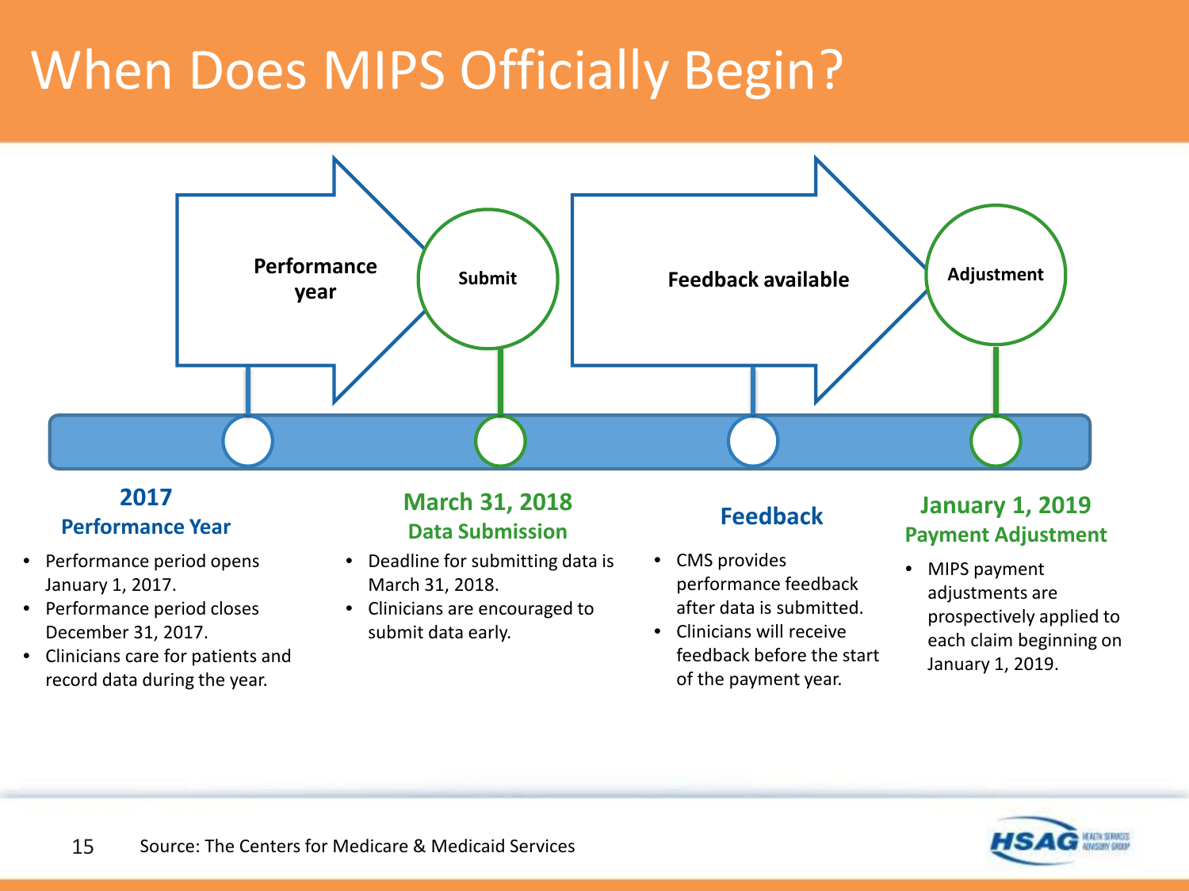# When Does MIPS Officially Begin?

Performance year → Submit → Feedback available → Adjustment

## 2017
### Performance Year

- Performance period opens January 1, 2017.
- Performance period closes December 31, 2017.
- Clinicians care for patients and record data during the year.

## March 31, 2018
### Data Submission

- Deadline for submitting data is March 31, 2018.
- Clinicians are encouraged to submit data early.

## Feedback

- CMS provides performance feedback after data is submitted.
- Clinicians will receive feedback before the start of the payment year.

## January 1, 2019
### Payment Adjustment

- MIPS payment adjustments are prospectively applied to each claim beginning on January 1, 2019.

Source: The Centers for Medicare & Medicaid Services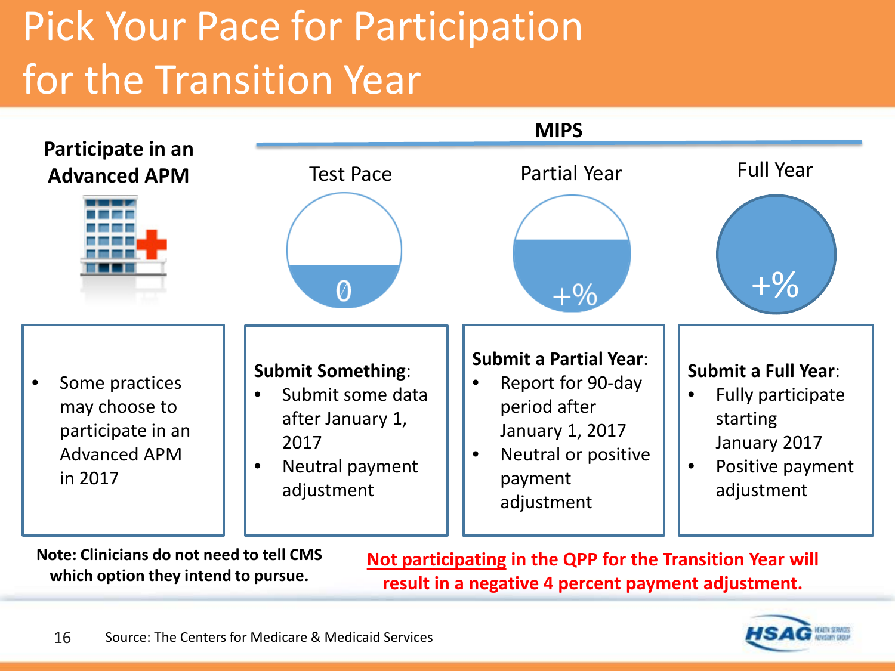# Pick Your Pace for Participation for the Transition Year

| Participate in an Advanced APM | MIPS | | |
|---|---|---|---|
| | Test Pace | Partial Year | Full Year |
| | 0 | +% | +% |
| • Some practices may choose to participate in an Advanced APM in 2017 | **Submit Something**:<br>• Submit some data after January 1, 2017<br>• Neutral payment adjustment | **Submit a Partial Year**:<br>• Report for 90-day period after January 1, 2017<br>• Neutral or positive payment adjustment | **Submit a Full Year**:<br>• Fully participate starting January 2017<br>• Positive payment adjustment |

**Note: Clinicians do not need to tell CMS which option they intend to pursue.**

**Not participating in the QPP for the Transition Year will result in a negative 4 percent payment adjustment.**

Source: The Centers for Medicare & Medicaid Services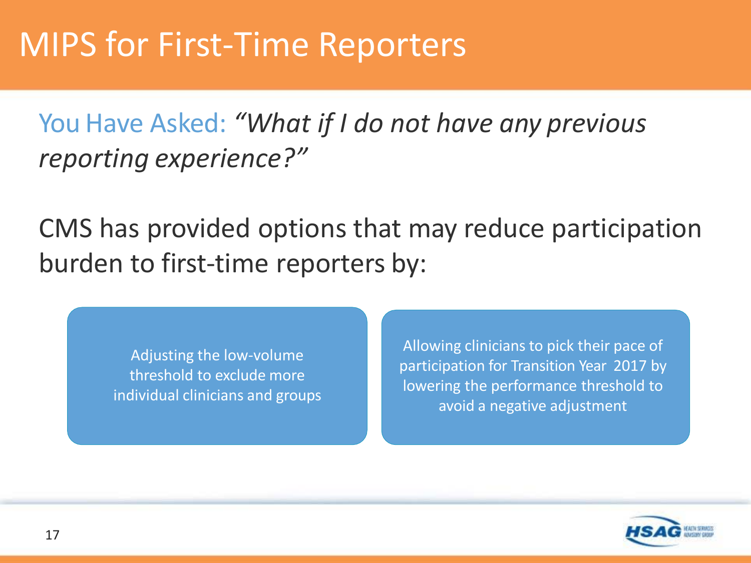# MIPS for First-Time Reporters

You Have Asked: *"What if I do not have any previous reporting experience?"*

CMS has provided options that may reduce participation burden to first-time reporters by:

- Adjusting the low-volume threshold to exclude more individual clinicians and groups
- Allowing clinicians to pick their pace of participation for Transition Year 2017 by lowering the performance threshold to avoid a negative adjustment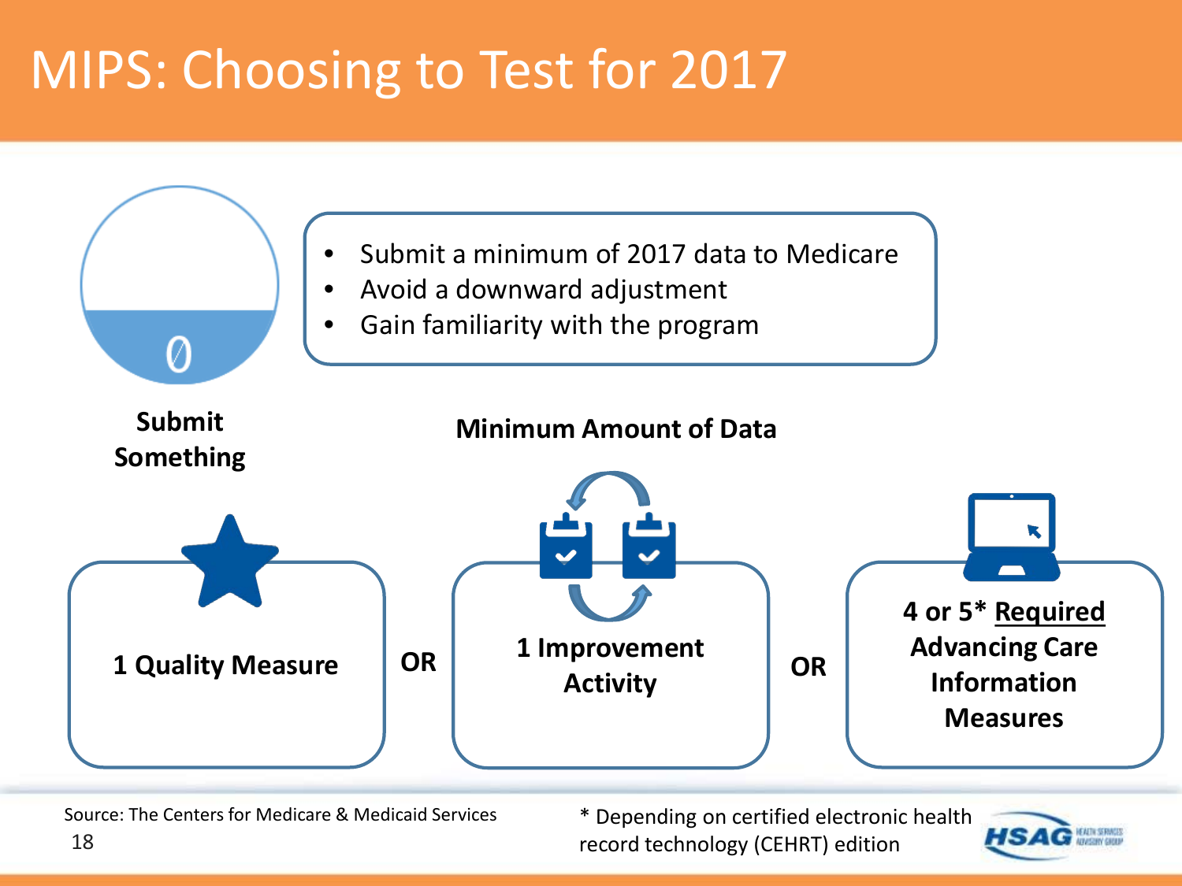# MIPS: Choosing to Test for 2017

0

**Submit Something**

- Submit a minimum of 2017 data to Medicare
- Avoid a downward adjustment
- Gain familiarity with the program

**Minimum Amount of Data**

**1 Quality Measure**

**OR**

**1 Improvement Activity**

**OR**

**4 or 5* <u>Required</u> Advancing Care Information Measures**

Source: The Centers for Medicare & Medicaid Services

* Depending on certified electronic health record technology (CEHRT) edition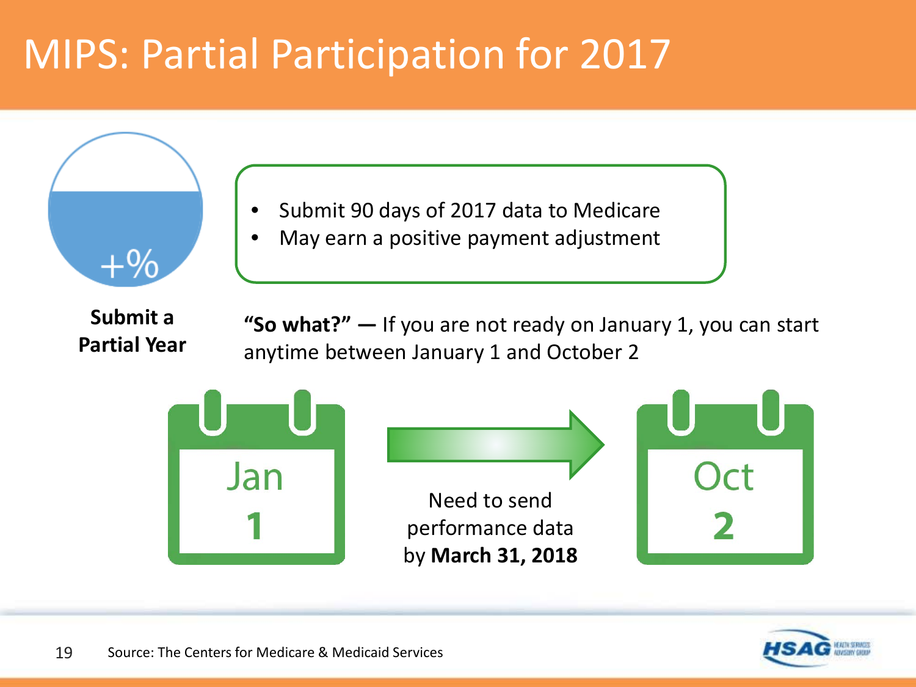# MIPS: Partial Participation for 2017

+%

**Submit a Partial Year**

- Submit 90 days of 2017 data to Medicare
- May earn a positive payment adjustment

**"So what?" —** If you are not ready on January 1, you can start anytime between January 1 and October 2

Jan **1**

Need to send performance data by **March 31, 2018**

Oct **2**

Source: The Centers for Medicare & Medicaid Services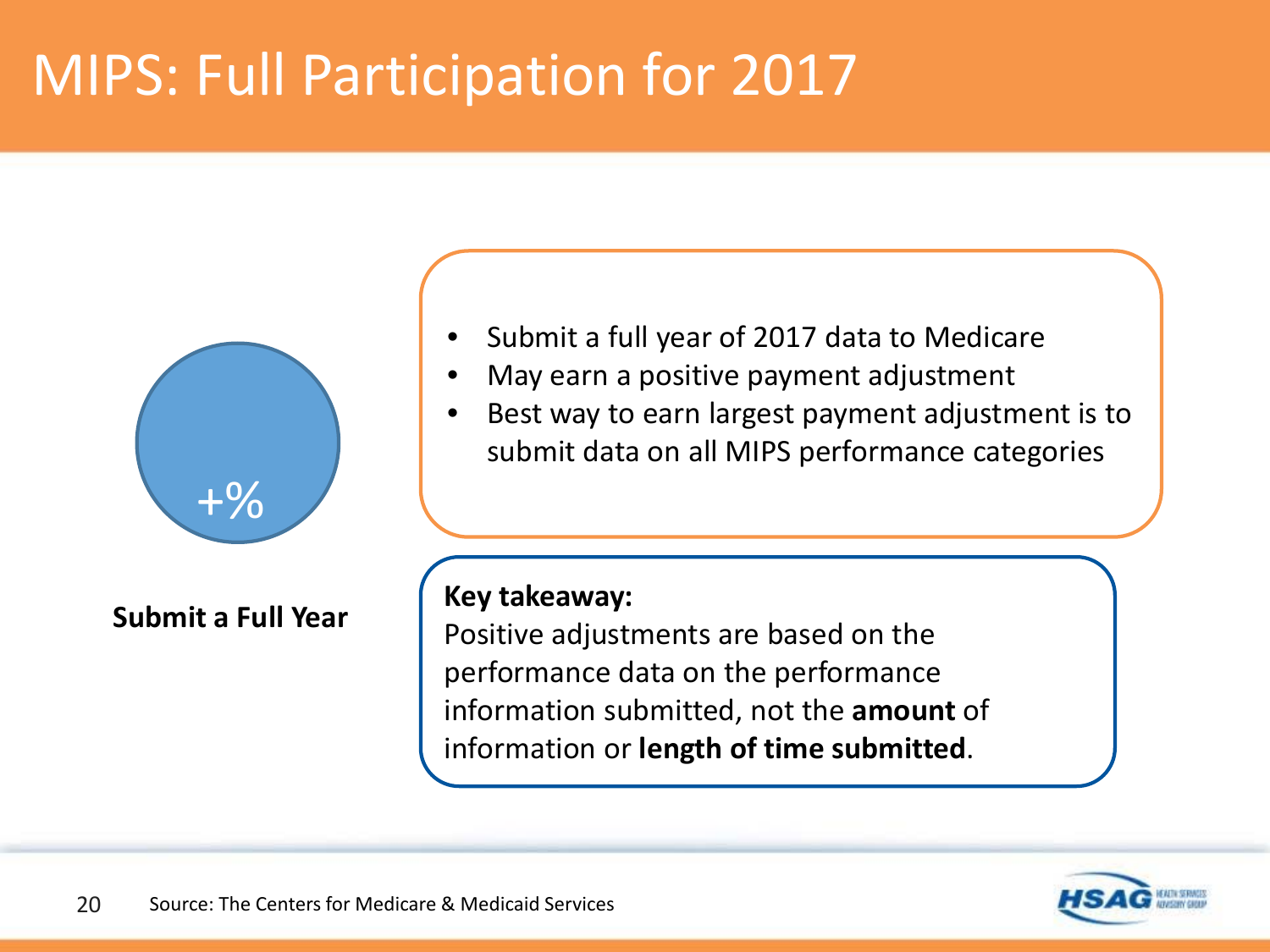# MIPS: Full Participation for 2017

+%

**Submit a Full Year**

- Submit a full year of 2017 data to Medicare
- May earn a positive payment adjustment
- Best way to earn largest payment adjustment is to submit data on all MIPS performance categories

**Key takeaway:**
Positive adjustments are based on the performance data on the performance information submitted, not the **amount** of information or **length of time submitted**.

Source: The Centers for Medicare & Medicaid Services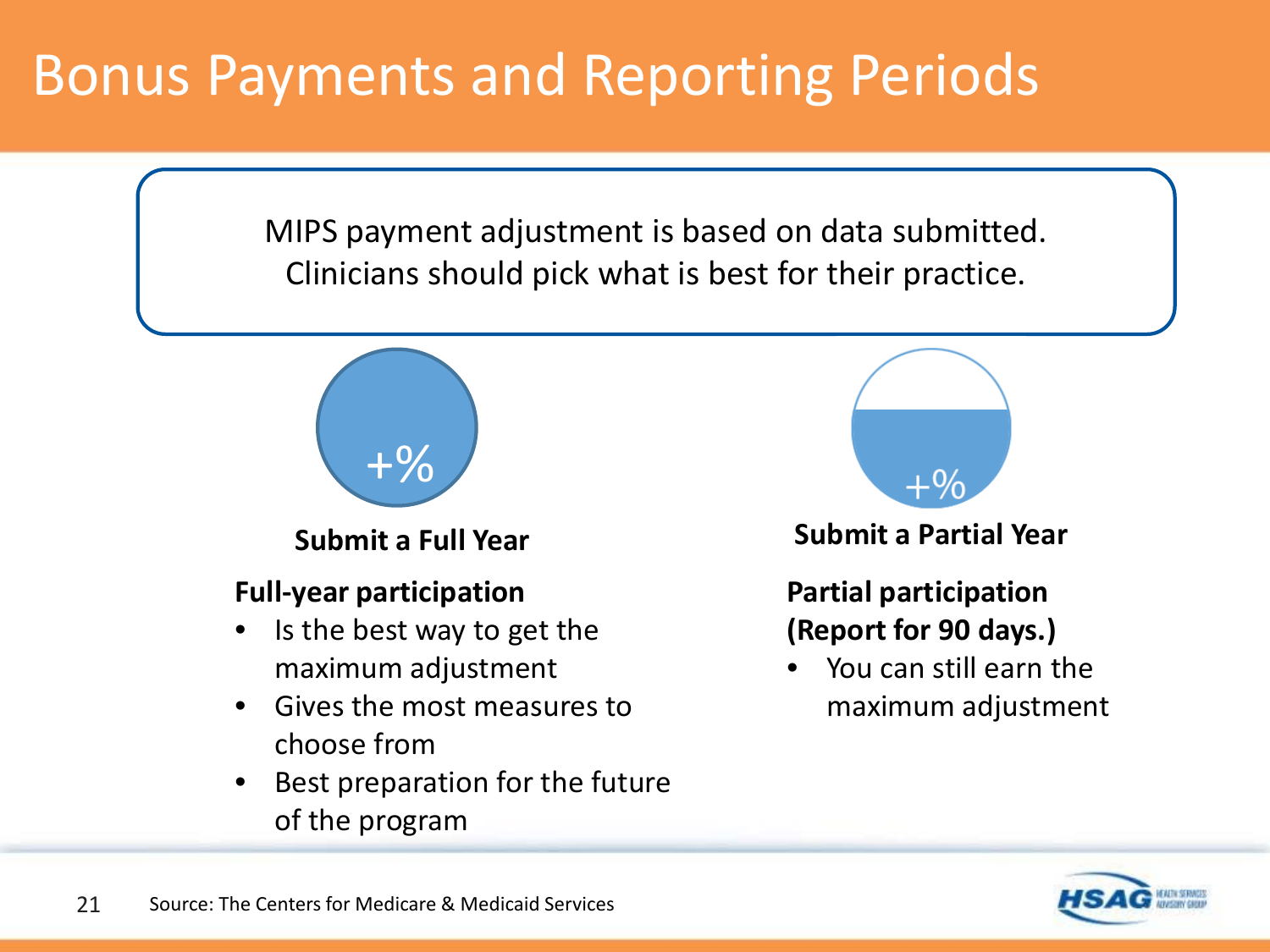# Bonus Payments and Reporting Periods

MIPS payment adjustment is based on data submitted. Clinicians should pick what is best for their practice.

+%

**Submit a Full Year**

**Full-year participation**

- Is the best way to get the maximum adjustment
- Gives the most measures to choose from
- Best preparation for the future of the program

+%

**Submit a Partial Year**

**Partial participation (Report for 90 days.)**

- You can still earn the maximum adjustment

Source: The Centers for Medicare & Medicaid Services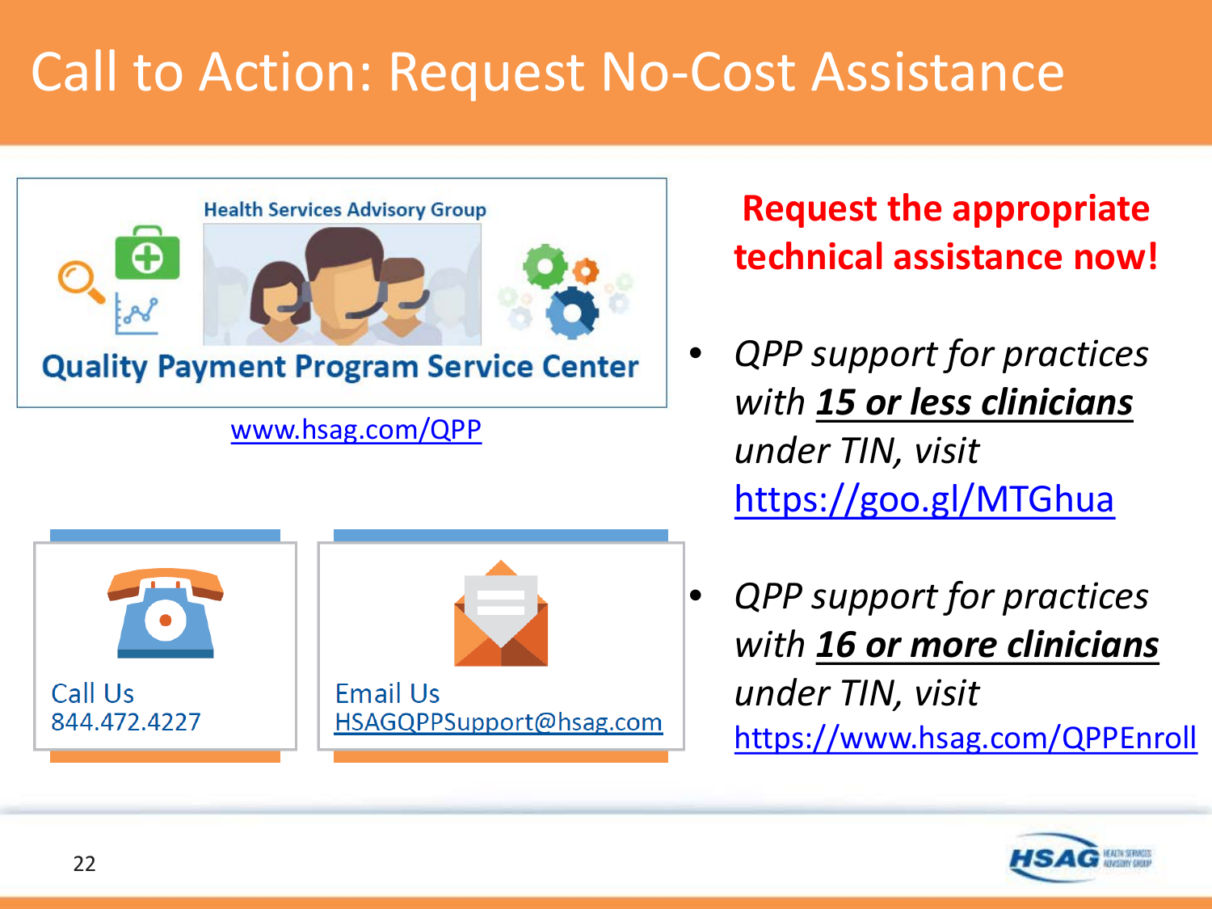# Call to Action: Request No-Cost Assistance

Health Services Advisory Group

**Quality Payment Program Service Center**

www.hsag.com/QPP

Call Us
844.472.4227

Email Us
HSAGQPPSupport@hsag.com

**Request the appropriate technical assistance now!**

- *QPP support for practices with* ***15 or less clinicians*** *under TIN, visit* https://goo.gl/MTGhua
- *QPP support for practices with* ***16 or more clinicians*** *under TIN, visit* https://www.hsag.com/QPPEnroll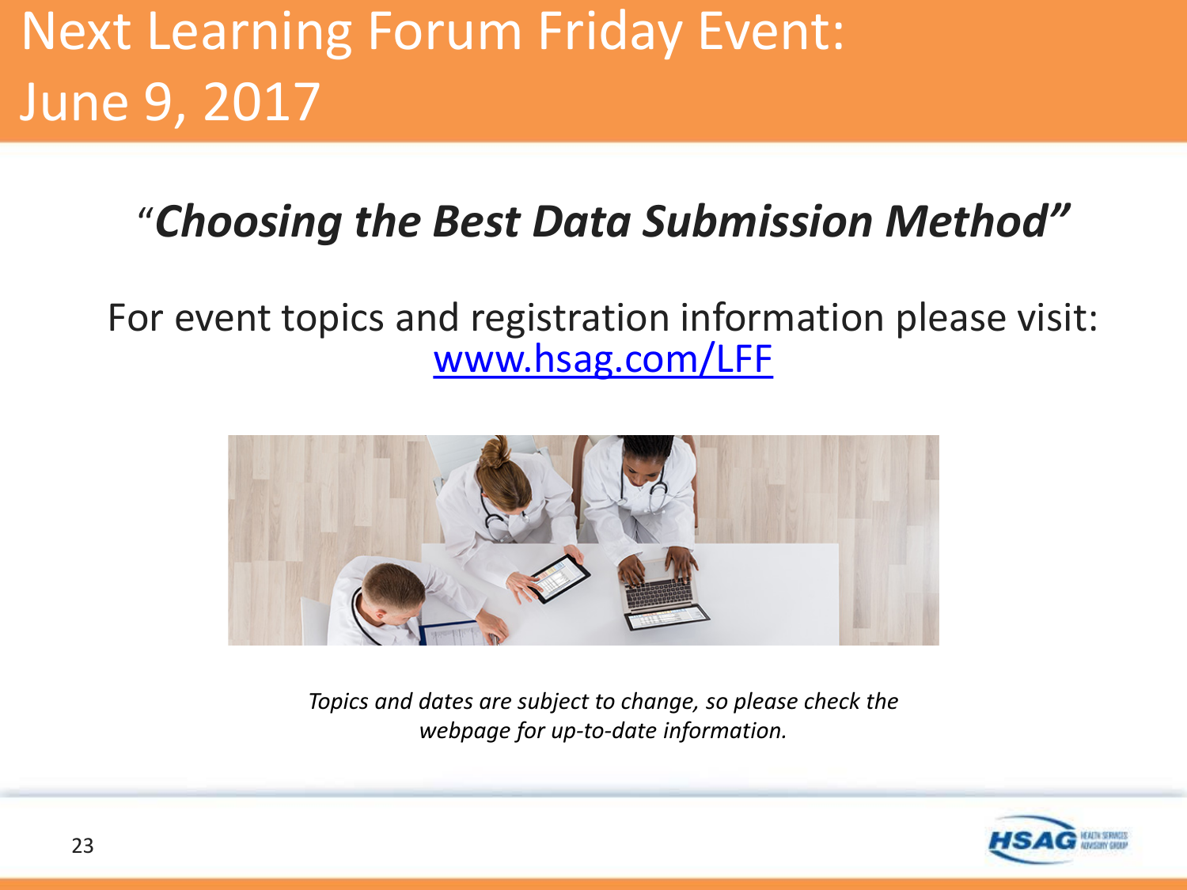# Next Learning Forum Friday Event: June 9, 2017

***"Choosing the Best Data Submission Method"***

For event topics and registration information please visit: [www.hsag.com/LFF](www.hsag.com/LFF)

*Topics and dates are subject to change, so please check the webpage for up-to-date information.*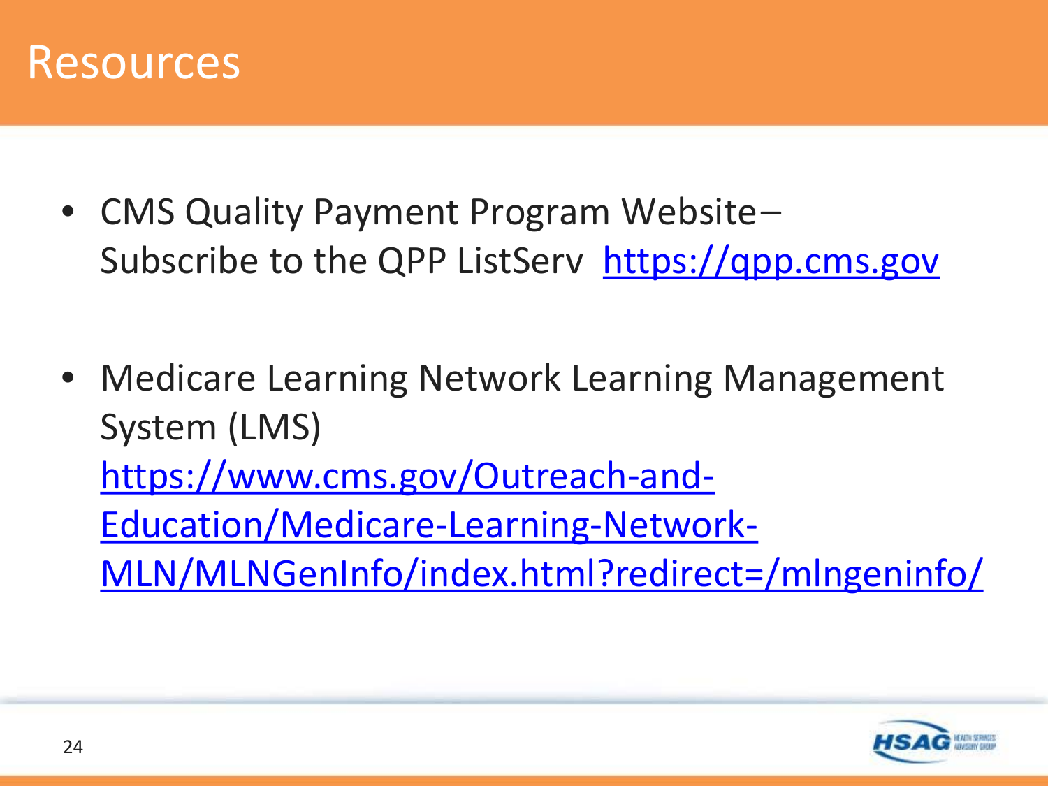# Resources

- CMS Quality Payment Program Website–Subscribe to the QPP ListServ https://qpp.cms.gov

- Medicare Learning Network Learning Management System (LMS) https://www.cms.gov/Outreach-and-Education/Medicare-Learning-Network-MLN/MLNGenInfo/index.html?redirect=/mlngeninfo/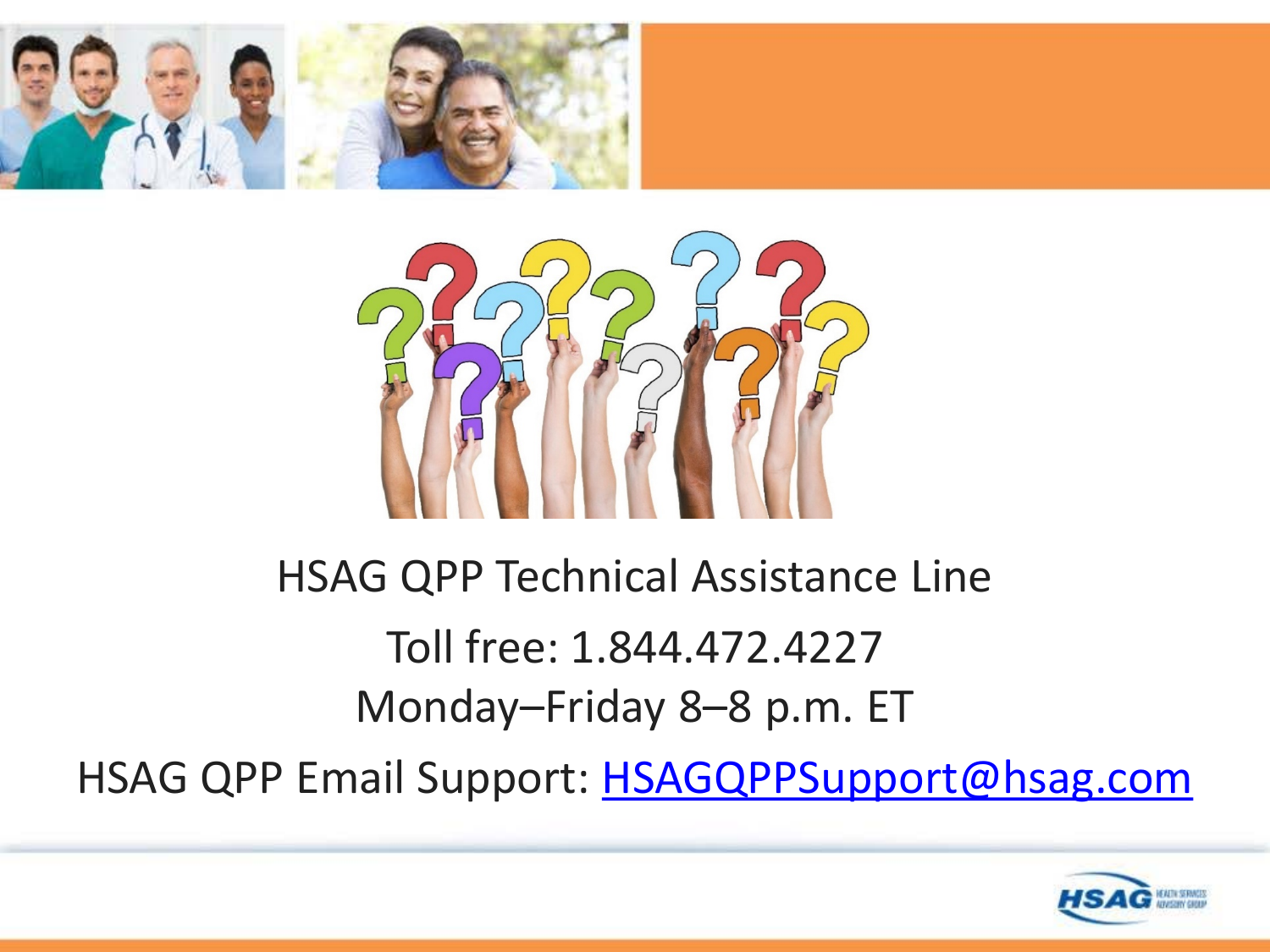HSAG QPP Technical Assistance Line

Toll free: 1.844.472.4227

Monday–Friday 8–8 p.m. ET

HSAG QPP Email Support: HSAGQPPSupport@hsag.com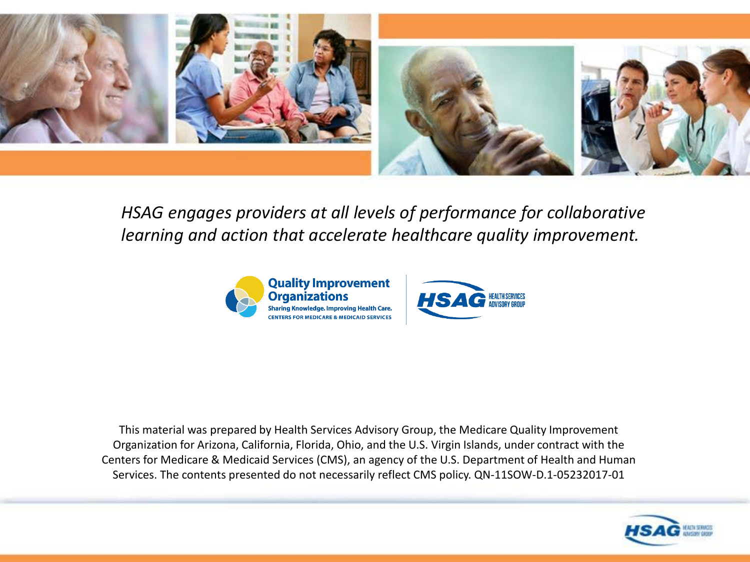*HSAG engages providers at all levels of performance for collaborative learning and action that accelerate healthcare quality improvement.*

Quality Improvement Organizations
Sharing Knowledge. Improving Health Care.
CENTERS FOR MEDICARE & MEDICAID SERVICES

HSAG HEALTH SERVICES ADVISORY GROUP

This material was prepared by Health Services Advisory Group, the Medicare Quality Improvement Organization for Arizona, California, Florida, Ohio, and the U.S. Virgin Islands, under contract with the Centers for Medicare & Medicaid Services (CMS), an agency of the U.S. Department of Health and Human Services. The contents presented do not necessarily reflect CMS policy. QN-11SOW-D.1-05232017-01